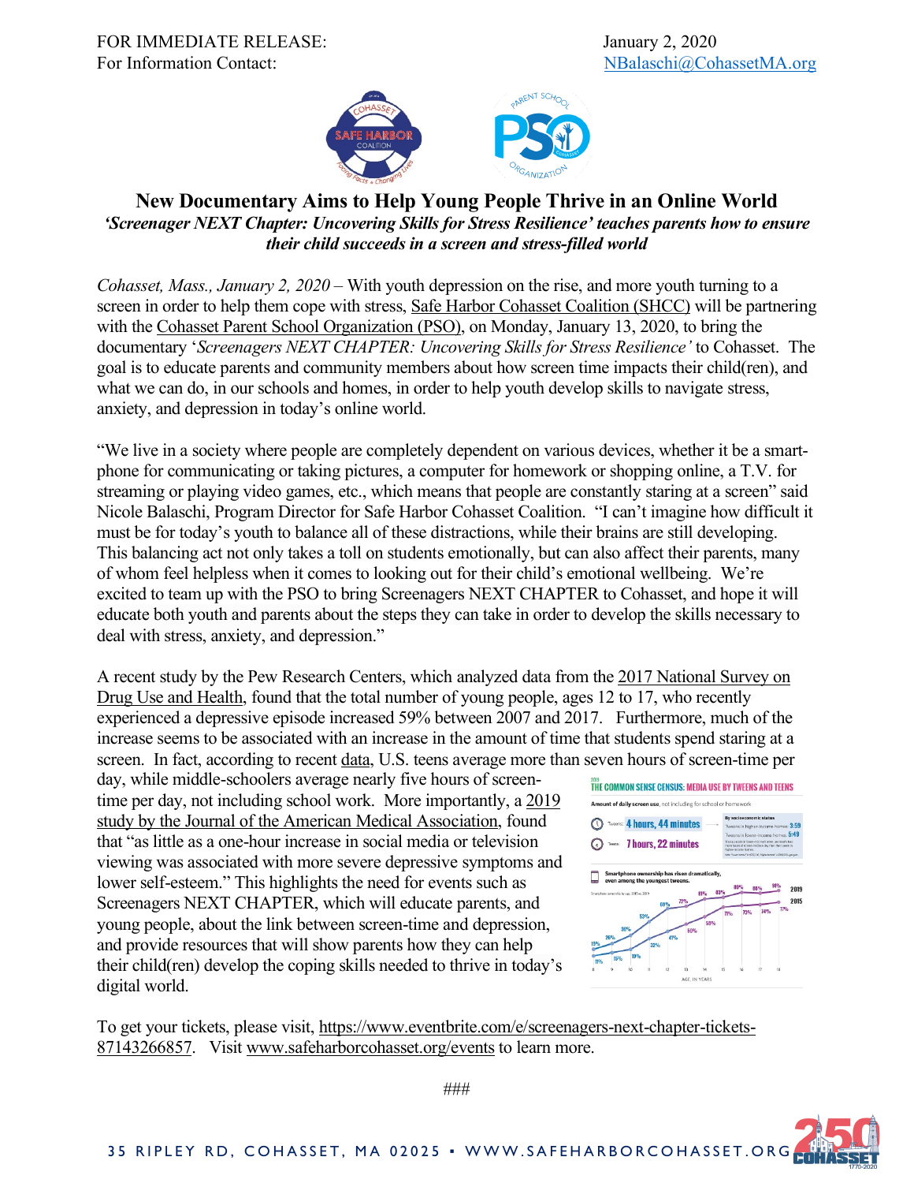FOR IMMEDIATE RELEASE: January 2, 2020
For Information Contact: NBalaschi@CohassetMA.org

# New Documentary Aims to Help Young People Thrive in an Online World

***'Screenager NEXT Chapter: Uncovering Skills for Stress Resilience' teaches parents how to ensure their child succeeds in a screen and stress-filled world***

*Cohasset, Mass., January 2, 2020* – With youth depression on the rise, and more youth turning to a screen in order to help them cope with stress, Safe Harbor Cohasset Coalition (SHCC) will be partnering with the Cohasset Parent School Organization (PSO), on Monday, January 13, 2020, to bring the documentary '*Screenagers NEXT CHAPTER: Uncovering Skills for Stress Resilience'* to Cohasset. The goal is to educate parents and community members about how screen time impacts their child(ren), and what we can do, in our schools and homes, in order to help youth develop skills to navigate stress, anxiety, and depression in today's online world.

"We live in a society where people are completely dependent on various devices, whether it be a smart-phone for communicating or taking pictures, a computer for homework or shopping online, a T.V. for streaming or playing video games, etc., which means that people are constantly staring at a screen" said Nicole Balaschi, Program Director for Safe Harbor Cohasset Coalition. "I can't imagine how difficult it must be for today's youth to balance all of these distractions, while their brains are still developing. This balancing act not only takes a toll on students emotionally, but can also affect their parents, many of whom feel helpless when it comes to looking out for their child's emotional wellbeing. We're excited to team up with the PSO to bring Screenagers NEXT CHAPTER to Cohasset, and hope it will educate both youth and parents about the steps they can take in order to develop the skills necessary to deal with stress, anxiety, and depression."

A recent study by the Pew Research Centers, which analyzed data from the 2017 National Survey on Drug Use and Health, found that the total number of young people, ages 12 to 17, who recently experienced a depressive episode increased 59% between 2007 and 2017. Furthermore, much of the increase seems to be associated with an increase in the amount of time that students spend staring at a screen. In fact, according to recent data, U.S. teens average more than seven hours of screen-time per day, while middle-schoolers average nearly five hours of screen-time per day, not including school work. More importantly, a 2019 study by the Journal of the American Medical Association, found that "as little as a one-hour increase in social media or television viewing was associated with more severe depressive symptoms and lower self-esteem." This highlights the need for events such as Screenagers NEXT CHAPTER, which will educate parents, and young people, about the link between screen-time and depression, and provide resources that will show parents how they can help their child(ren) develop the coping skills needed to thrive in today's digital world.

To get your tickets, please visit, https://www.eventbrite.com/e/screenagers-next-chapter-tickets-87143266857. Visit www.safeharborcohasset.org/events to learn more.

###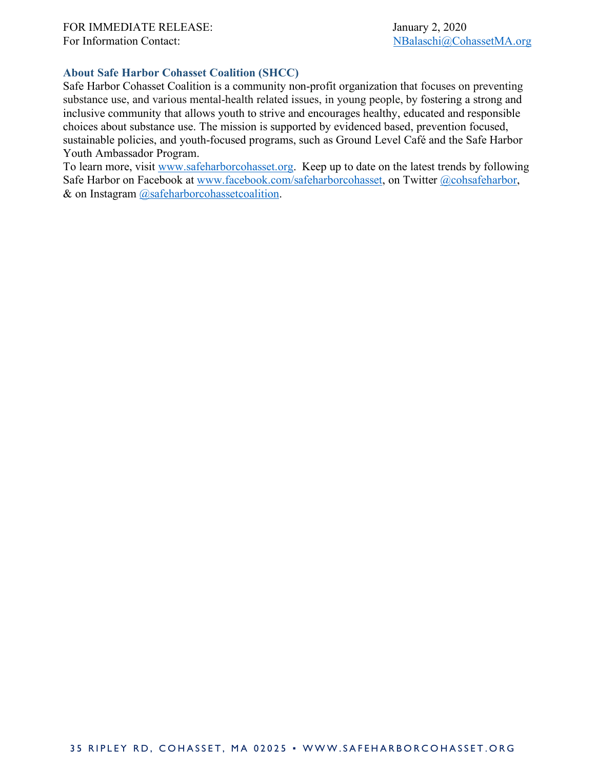FOR IMMEDIATE RELEASE: January 2, 2020
For Information Contact: NBalaschi@CohassetMA.org

### About Safe Harbor Cohasset Coalition (SHCC)

Safe Harbor Cohasset Coalition is a community non-profit organization that focuses on preventing substance use, and various mental-health related issues, in young people, by fostering a strong and inclusive community that allows youth to strive and encourages healthy, educated and responsible choices about substance use. The mission is supported by evidenced based, prevention focused, sustainable policies, and youth-focused programs, such as Ground Level Café and the Safe Harbor Youth Ambassador Program.

To learn more, visit www.safeharborcohasset.org. Keep up to date on the latest trends by following Safe Harbor on Facebook at www.facebook.com/safeharborcohasset, on Twitter @cohsafeharbor, & on Instagram @safeharborcohassetcoalition.

35 RIPLEY RD, COHASSET, MA 02025 ▪ WWW.SAFEHARBORCOHASSET.ORG